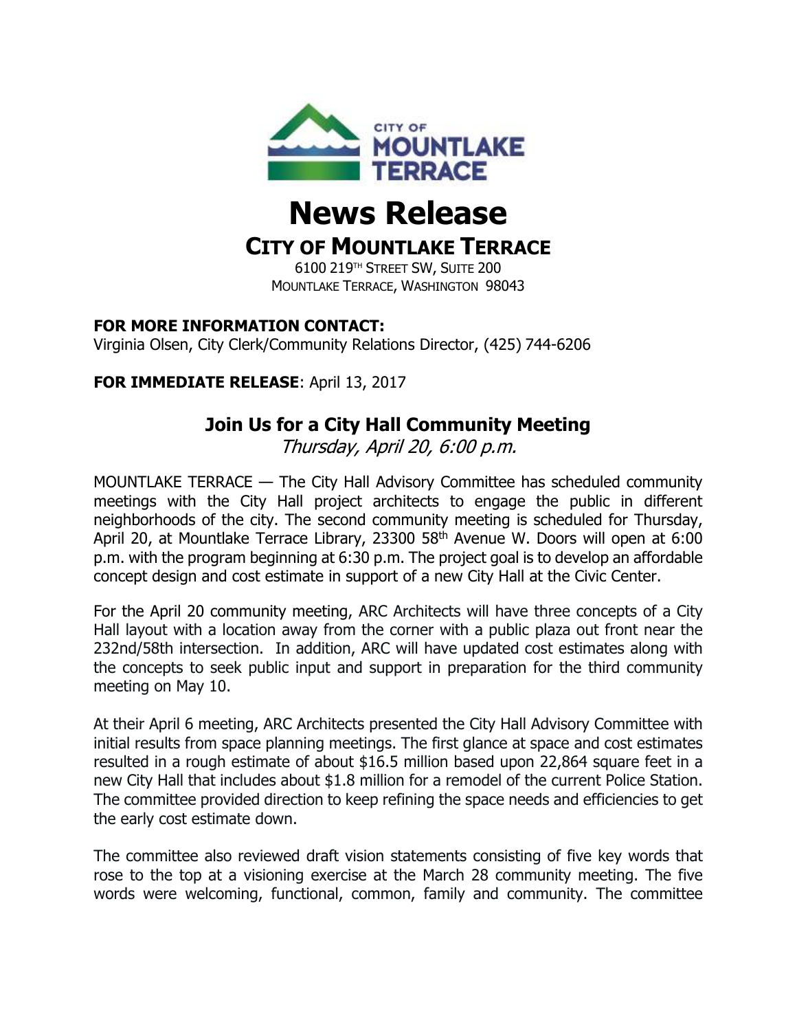# News Release

## CITY OF MOUNTLAKE TERRACE

6100 219TH STREET SW, SUITE 200
MOUNTLAKE TERRACE, WASHINGTON 98043

**FOR MORE INFORMATION CONTACT:**
Virginia Olsen, City Clerk/Community Relations Director, (425) 744-6206

**FOR IMMEDIATE RELEASE**: April 13, 2017

### Join Us for a City Hall Community Meeting

*Thursday, April 20, 6:00 p.m.*

MOUNTLAKE TERRACE — The City Hall Advisory Committee has scheduled community meetings with the City Hall project architects to engage the public in different neighborhoods of the city. The second community meeting is scheduled for Thursday, April 20, at Mountlake Terrace Library, 23300 58th Avenue W. Doors will open at 6:00 p.m. with the program beginning at 6:30 p.m. The project goal is to develop an affordable concept design and cost estimate in support of a new City Hall at the Civic Center.

For the April 20 community meeting, ARC Architects will have three concepts of a City Hall layout with a location away from the corner with a public plaza out front near the 232nd/58th intersection. In addition, ARC will have updated cost estimates along with the concepts to seek public input and support in preparation for the third community meeting on May 10.

At their April 6 meeting, ARC Architects presented the City Hall Advisory Committee with initial results from space planning meetings. The first glance at space and cost estimates resulted in a rough estimate of about $16.5 million based upon 22,864 square feet in a new City Hall that includes about $1.8 million for a remodel of the current Police Station. The committee provided direction to keep refining the space needs and efficiencies to get the early cost estimate down.

The committee also reviewed draft vision statements consisting of five key words that rose to the top at a visioning exercise at the March 28 community meeting. The five words were welcoming, functional, common, family and community. The committee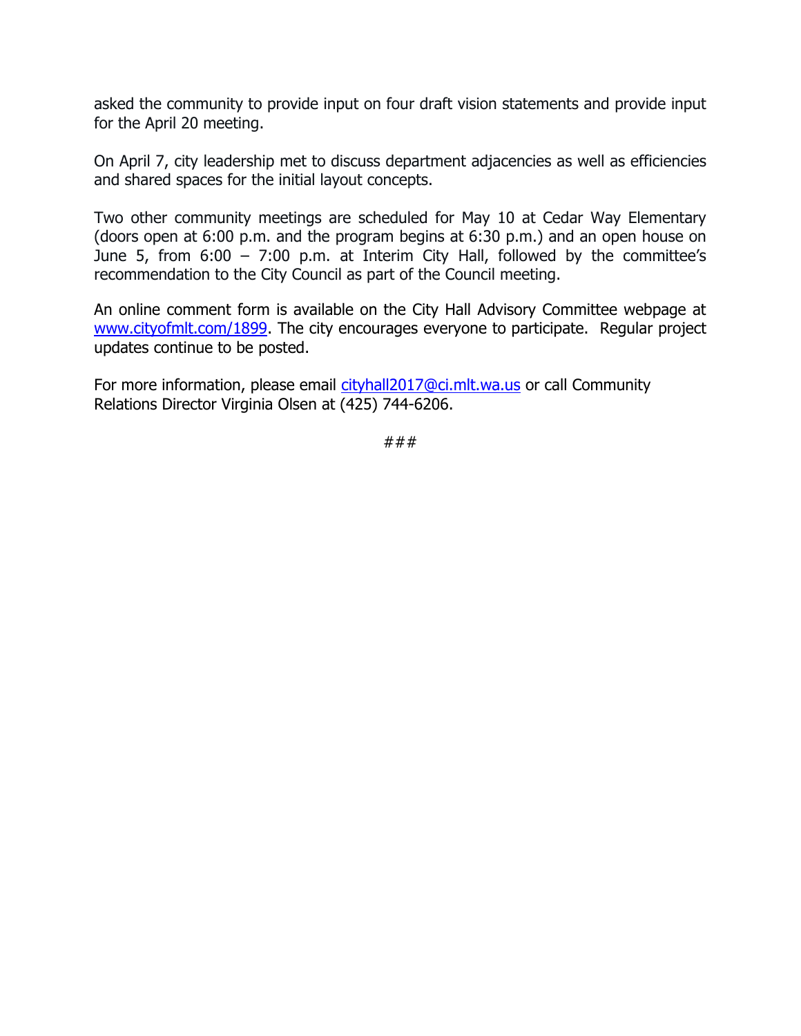asked the community to provide input on four draft vision statements and provide input for the April 20 meeting.

On April 7, city leadership met to discuss department adjacencies as well as efficiencies and shared spaces for the initial layout concepts.

Two other community meetings are scheduled for May 10 at Cedar Way Elementary (doors open at 6:00 p.m. and the program begins at 6:30 p.m.) and an open house on June 5, from 6:00 – 7:00 p.m. at Interim City Hall, followed by the committee's recommendation to the City Council as part of the Council meeting.

An online comment form is available on the City Hall Advisory Committee webpage at [www.cityofmlt.com/1899](www.cityofmlt.com/1899). The city encourages everyone to participate. Regular project updates continue to be posted.

For more information, please email [cityhall2017@ci.mlt.wa.us](mailto:cityhall2017@ci.mlt.wa.us) or call Community Relations Director Virginia Olsen at (425) 744-6206.

###